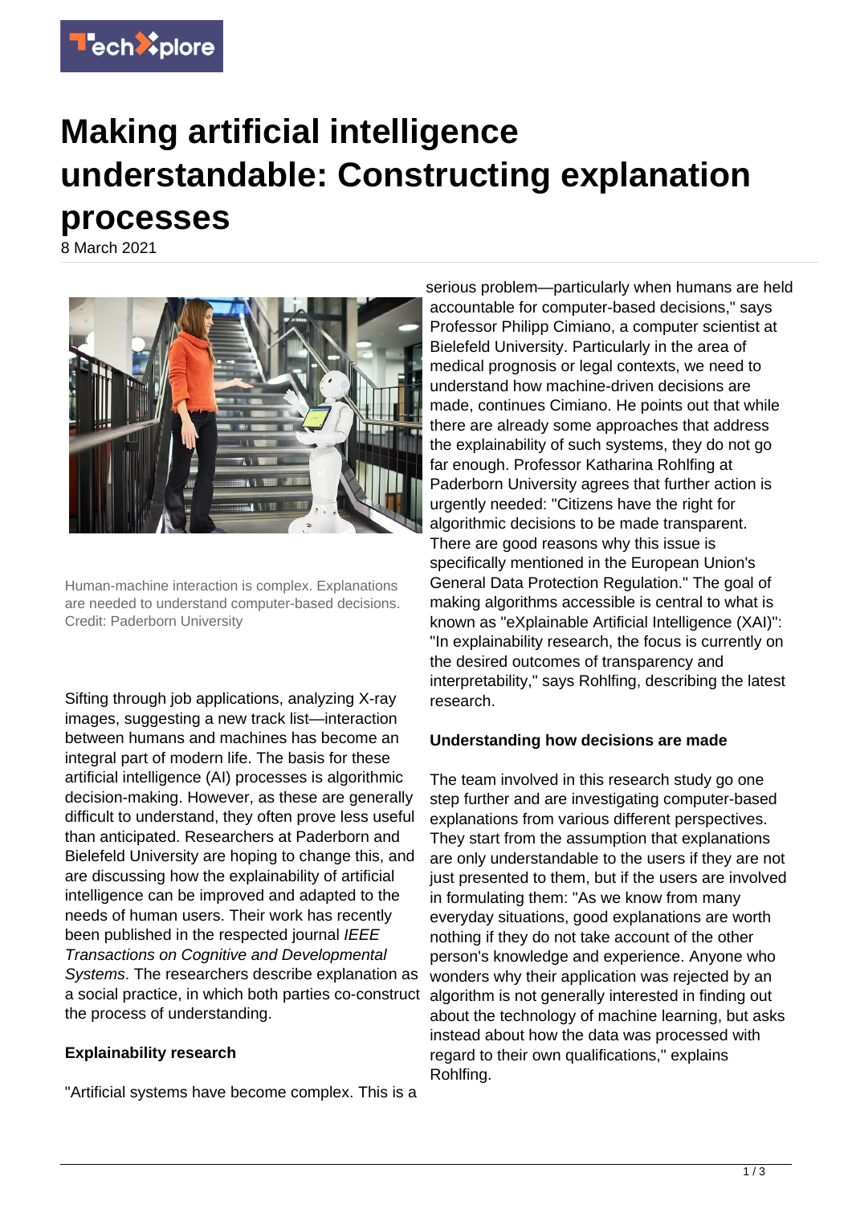# Making artificial intelligence understandable: Constructing explanation processes

8 March 2021

Human-machine interaction is complex. Explanations are needed to understand computer-based decisions. Credit: Paderborn University

Sifting through job applications, analyzing X-ray images, suggesting a new track list—interaction between humans and machines has become an integral part of modern life. The basis for these artificial intelligence (AI) processes is algorithmic decision-making. However, as these are generally difficult to understand, they often prove less useful than anticipated. Researchers at Paderborn and Bielefeld University are hoping to change this, and are discussing how the explainability of artificial intelligence can be improved and adapted to the needs of human users. Their work has recently been published in the respected journal *IEEE Transactions on Cognitive and Developmental Systems*. The researchers describe explanation as a social practice, in which both parties co-construct the process of understanding.

**Explainability research**

"Artificial systems have become complex. This is a serious problem—particularly when humans are held accountable for computer-based decisions," says Professor Philipp Cimiano, a computer scientist at Bielefeld University. Particularly in the area of medical prognosis or legal contexts, we need to understand how machine-driven decisions are made, continues Cimiano. He points out that while there are already some approaches that address the explainability of such systems, they do not go far enough. Professor Katharina Rohlfing at Paderborn University agrees that further action is urgently needed: "Citizens have the right for algorithmic decisions to be made transparent. There are good reasons why this issue is specifically mentioned in the European Union's General Data Protection Regulation." The goal of making algorithms accessible is central to what is known as "eXplainable Artificial Intelligence (XAI)": "In explainability research, the focus is currently on the desired outcomes of transparency and interpretability," says Rohlfing, describing the latest research.

**Understanding how decisions are made**

The team involved in this research study go one step further and are investigating computer-based explanations from various different perspectives. They start from the assumption that explanations are only understandable to the users if they are not just presented to them, but if the users are involved in formulating them: "As we know from many everyday situations, good explanations are worth nothing if they do not take account of the other person's knowledge and experience. Anyone who wonders why their application was rejected by an algorithm is not generally interested in finding out about the technology of machine learning, but asks instead about how the data was processed with regard to their own qualifications," explains Rohlfing.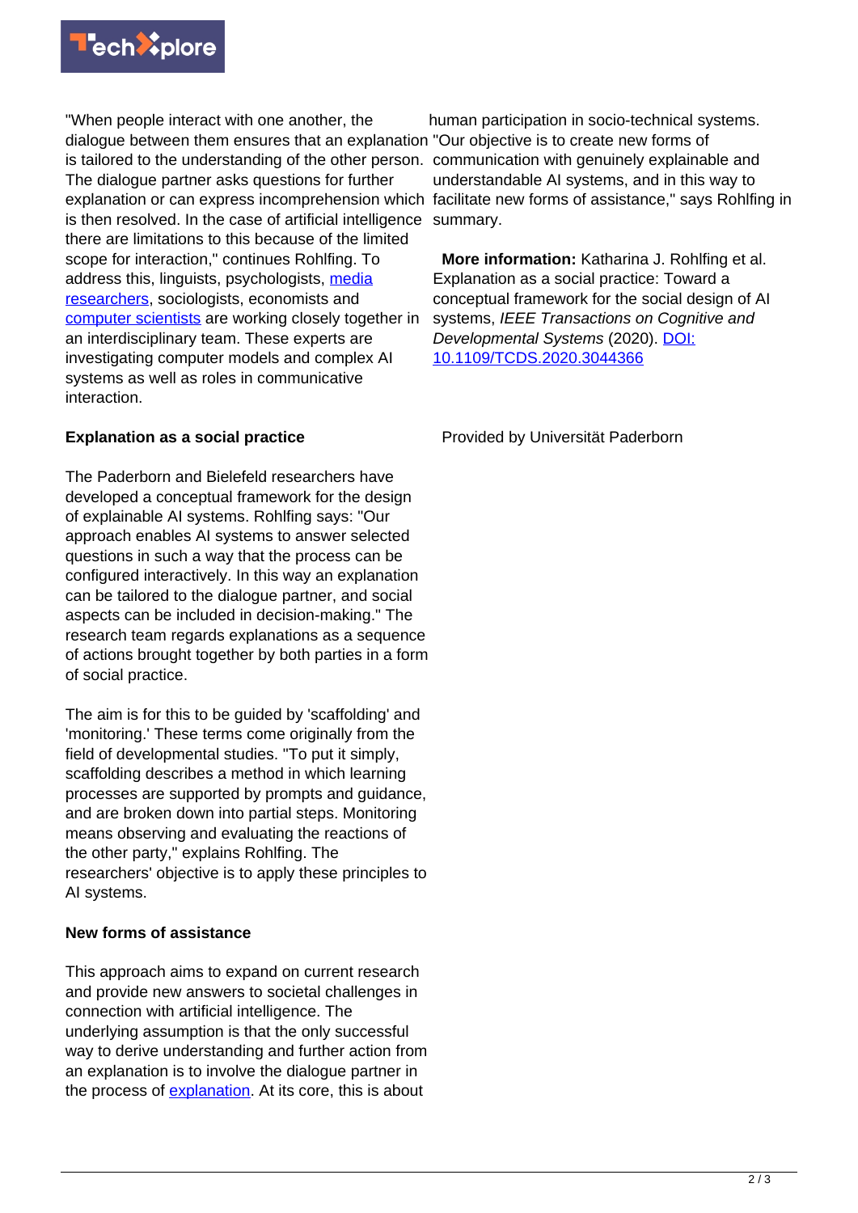"When people interact with one another, the dialogue between them ensures that an explanation is tailored to the understanding of the other person. The dialogue partner asks questions for further explanation or can express incomprehension which is then resolved. In the case of artificial intelligence there are limitations to this because of the limited scope for interaction," continues Rohlfing. To address this, linguists, psychologists, media researchers, sociologists, economists and computer scientists are working closely together in an interdisciplinary team. These experts are investigating computer models and complex AI systems as well as roles in communicative interaction.

## Explanation as a social practice

The Paderborn and Bielefeld researchers have developed a conceptual framework for the design of explainable AI systems. Rohlfing says: "Our approach enables AI systems to answer selected questions in such a way that the process can be configured interactively. In this way an explanation can be tailored to the dialogue partner, and social aspects can be included in decision-making." The research team regards explanations as a sequence of actions brought together by both parties in a form of social practice.

The aim is for this to be guided by 'scaffolding' and 'monitoring.' These terms come originally from the field of developmental studies. "To put it simply, scaffolding describes a method in which learning processes are supported by prompts and guidance, and are broken down into partial steps. Monitoring means observing and evaluating the reactions of the other party," explains Rohlfing. The researchers' objective is to apply these principles to AI systems.

## New forms of assistance

This approach aims to expand on current research and provide new answers to societal challenges in connection with artificial intelligence. The underlying assumption is that the only successful way to derive understanding and further action from an explanation is to involve the dialogue partner in the process of explanation. At its core, this is about human participation in socio-technical systems. "Our objective is to create new forms of communication with genuinely explainable and understandable AI systems, and in this way to facilitate new forms of assistance," says Rohlfing in summary.

**More information:** Katharina J. Rohlfing et al. Explanation as a social practice: Toward a conceptual framework for the social design of AI systems, *IEEE Transactions on Cognitive and Developmental Systems* (2020). DOI: 10.1109/TCDS.2020.3044366

Provided by Universität Paderborn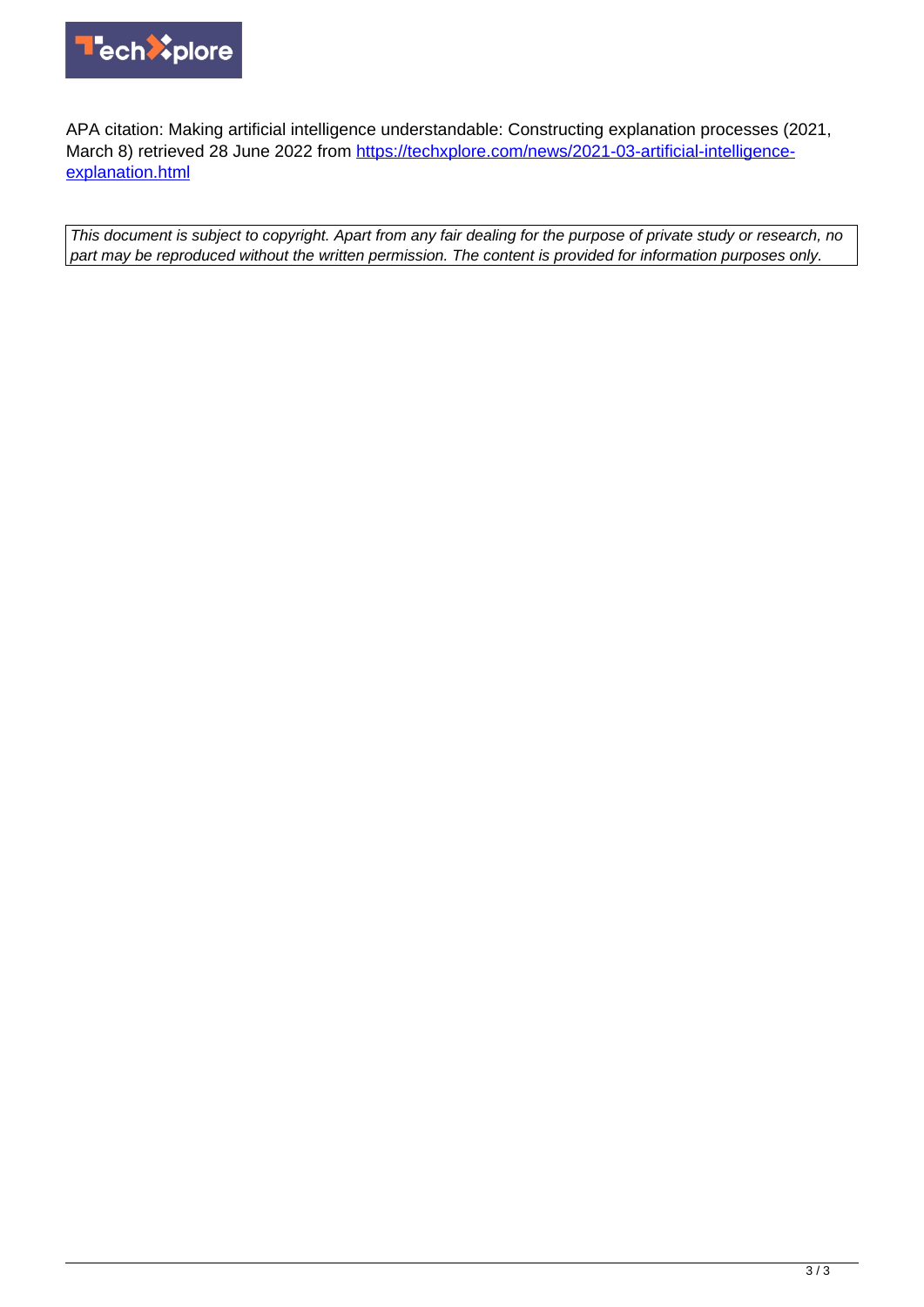APA citation: Making artificial intelligence understandable: Constructing explanation processes (2021, March 8) retrieved 28 June 2022 from [https://techxplore.com/news/2021-03-artificial-intelligence-explanation.html](https://techxplore.com/news/2021-03-artificial-intelligence-explanation.html)

*This document is subject to copyright. Apart from any fair dealing for the purpose of private study or research, no part may be reproduced without the written permission. The content is provided for information purposes only.*